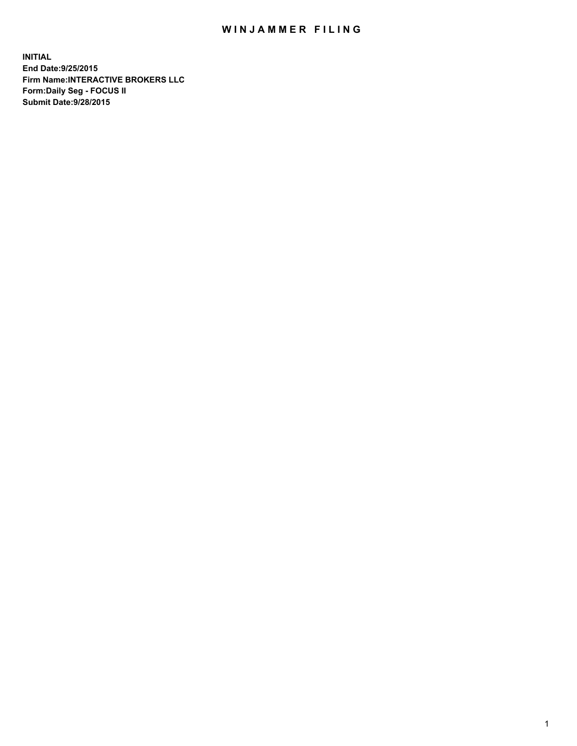# WINJAMMER FILING

**INITIAL**
**End Date:9/25/2015**
**Firm Name:INTERACTIVE BROKERS LLC**
**Form:Daily Seg - FOCUS II**
**Submit Date:9/28/2015**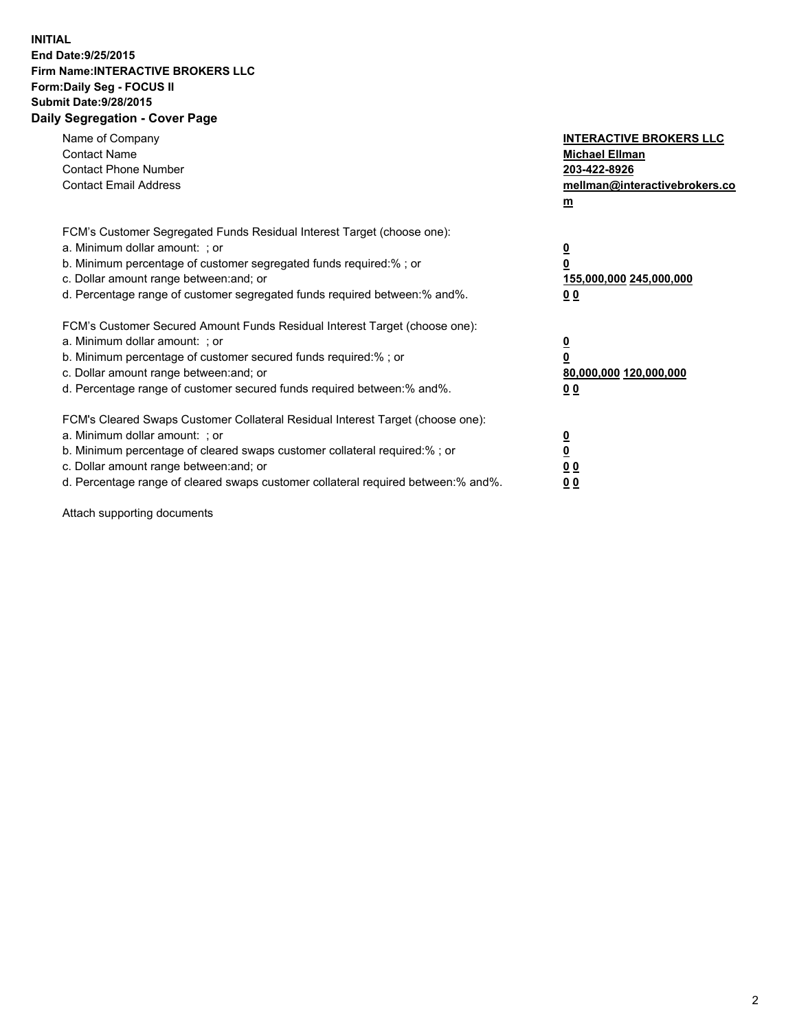**INITIAL**
**End Date:9/25/2015**
**Firm Name:INTERACTIVE BROKERS LLC**
**Form:Daily Seg - FOCUS II**
**Submit Date:9/28/2015**
**Daily Segregation - Cover Page**

| | |
|---|---|
| Name of Company | **INTERACTIVE BROKERS LLC** |
| Contact Name | **Michael Ellman** |
| Contact Phone Number | **203-422-8926** |
| Contact Email Address | **mellman@interactivebrokers.com** |

FCM's Customer Segregated Funds Residual Interest Target (choose one):

| | |
|---|---|
| a. Minimum dollar amount: ; or | **0** |
| b. Minimum percentage of customer segregated funds required:% ; or | **0** |
| c. Dollar amount range between:and; or | **155,000,000 245,000,000** |
| d. Percentage range of customer segregated funds required between:% and%. | **0 0** |

FCM's Customer Secured Amount Funds Residual Interest Target (choose one):

| | |
|---|---|
| a. Minimum dollar amount: ; or | **0** |
| b. Minimum percentage of customer secured funds required:% ; or | **0** |
| c. Dollar amount range between:and; or | **80,000,000 120,000,000** |
| d. Percentage range of customer secured funds required between:% and%. | **0 0** |

FCM's Cleared Swaps Customer Collateral Residual Interest Target (choose one):

| | |
|---|---|
| a. Minimum dollar amount: ; or | **0** |
| b. Minimum percentage of cleared swaps customer collateral required:% ; or | **0** |
| c. Dollar amount range between:and; or | **0 0** |
| d. Percentage range of cleared swaps customer collateral required between:% and%. | **0 0** |

Attach supporting documents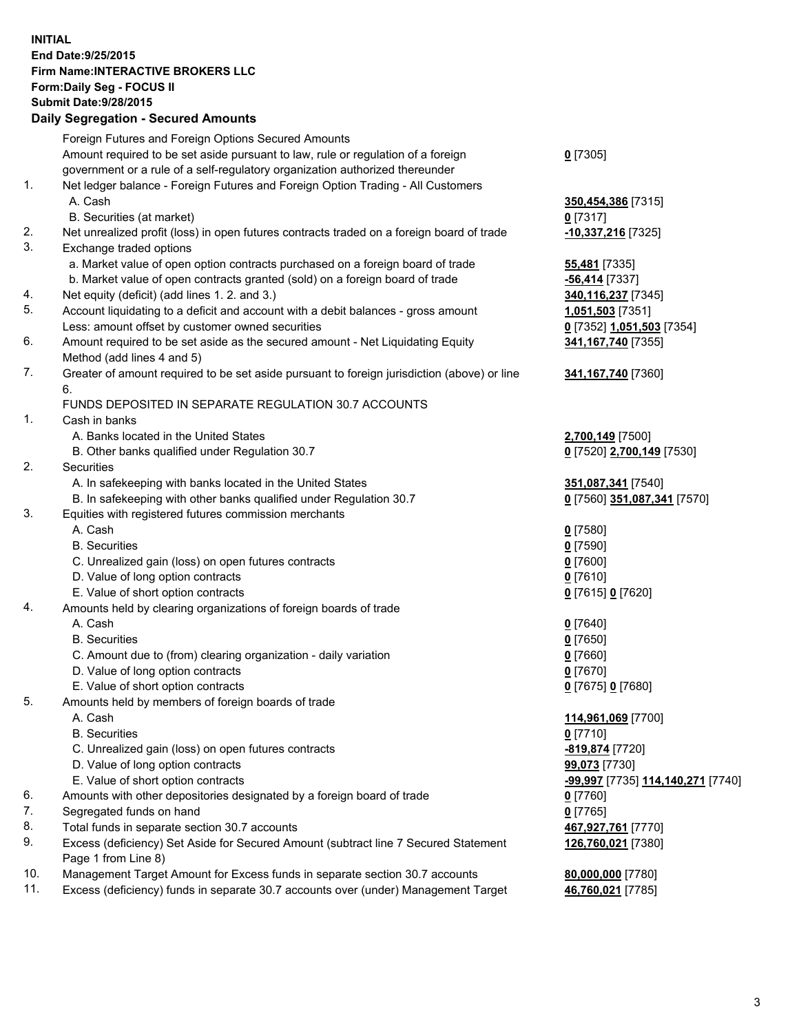**INITIAL**
**End Date:9/25/2015**
**Firm Name:INTERACTIVE BROKERS LLC**
**Form:Daily Seg - FOCUS II**
**Submit Date:9/28/2015**

## Daily Segregation - Secured Amounts

| | | |
|---|---|---|
| | Foreign Futures and Foreign Options Secured Amounts | |
| | Amount required to be set aside pursuant to law, rule or regulation of a foreign government or a rule of a self-regulatory organization authorized thereunder | **0** [7305] |
| 1. | Net ledger balance - Foreign Futures and Foreign Option Trading - All Customers | |
| | A. Cash | **350,454,386** [7315] |
| | B. Securities (at market) | **0** [7317] |
| 2. | Net unrealized profit (loss) in open futures contracts traded on a foreign board of trade | **-10,337,216** [7325] |
| 3. | Exchange traded options | |
| | a. Market value of open option contracts purchased on a foreign board of trade | **55,481** [7335] |
| | b. Market value of open contracts granted (sold) on a foreign board of trade | **-56,414** [7337] |
| 4. | Net equity (deficit) (add lines 1. 2. and 3.) | **340,116,237** [7345] |
| 5. | Account liquidating to a deficit and account with a debit balances - gross amount | **1,051,503** [7351] |
| | Less: amount offset by customer owned securities | **0** [7352] **1,051,503** [7354] |
| 6. | Amount required to be set aside as the secured amount - Net Liquidating Equity Method (add lines 4 and 5) | **341,167,740** [7355] |
| 7. | Greater of amount required to be set aside pursuant to foreign jurisdiction (above) or line 6. | **341,167,740** [7360] |
| | FUNDS DEPOSITED IN SEPARATE REGULATION 30.7 ACCOUNTS | |
| 1. | Cash in banks | |
| | A. Banks located in the United States | **2,700,149** [7500] |
| | B. Other banks qualified under Regulation 30.7 | **0** [7520] **2,700,149** [7530] |
| 2. | Securities | |
| | A. In safekeeping with banks located in the United States | **351,087,341** [7540] |
| | B. In safekeeping with other banks qualified under Regulation 30.7 | **0** [7560] **351,087,341** [7570] |
| 3. | Equities with registered futures commission merchants | |
| | A. Cash | **0** [7580] |
| | B. Securities | **0** [7590] |
| | C. Unrealized gain (loss) on open futures contracts | **0** [7600] |
| | D. Value of long option contracts | **0** [7610] |
| | E. Value of short option contracts | **0** [7615] **0** [7620] |
| 4. | Amounts held by clearing organizations of foreign boards of trade | |
| | A. Cash | **0** [7640] |
| | B. Securities | **0** [7650] |
| | C. Amount due to (from) clearing organization - daily variation | **0** [7660] |
| | D. Value of long option contracts | **0** [7670] |
| | E. Value of short option contracts | **0** [7675] **0** [7680] |
| 5. | Amounts held by members of foreign boards of trade | |
| | A. Cash | **114,961,069** [7700] |
| | B. Securities | **0** [7710] |
| | C. Unrealized gain (loss) on open futures contracts | **-819,874** [7720] |
| | D. Value of long option contracts | **99,073** [7730] |
| | E. Value of short option contracts | **-99,997** [7735] **114,140,271** [7740] |
| 6. | Amounts with other depositories designated by a foreign board of trade | **0** [7760] |
| 7. | Segregated funds on hand | **0** [7765] |
| 8. | Total funds in separate section 30.7 accounts | **467,927,761** [7770] |
| 9. | Excess (deficiency) Set Aside for Secured Amount (subtract line 7 Secured Statement Page 1 from Line 8) | **126,760,021** [7380] |
| 10. | Management Target Amount for Excess funds in separate section 30.7 accounts | **80,000,000** [7780] |
| 11. | Excess (deficiency) funds in separate 30.7 accounts over (under) Management Target | **46,760,021** [7785] |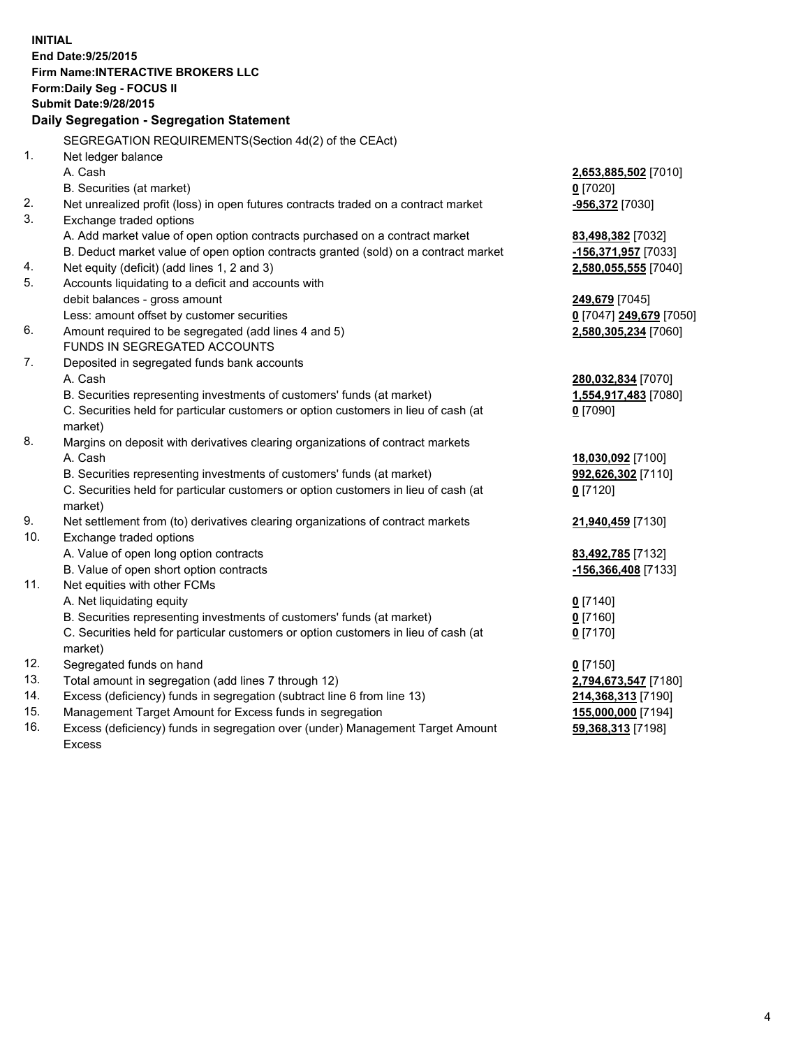**INITIAL**
**End Date:9/25/2015**
**Firm Name:INTERACTIVE BROKERS LLC**
**Form:Daily Seg - FOCUS II**
**Submit Date:9/28/2015**

## Daily Segregation - Segregation Statement

| | | |
|---|---|---|
| | SEGREGATION REQUIREMENTS(Section 4d(2) of the CEAct) | |
| 1. | Net ledger balance | |
| | A. Cash | **2,653,885,502** [7010] |
| | B. Securities (at market) | **0** [7020] |
| 2. | Net unrealized profit (loss) in open futures contracts traded on a contract market | **-956,372** [7030] |
| 3. | Exchange traded options | |
| | A. Add market value of open option contracts purchased on a contract market | **83,498,382** [7032] |
| | B. Deduct market value of open option contracts granted (sold) on a contract market | **-156,371,957** [7033] |
| 4. | Net equity (deficit) (add lines 1, 2 and 3) | **2,580,055,555** [7040] |
| 5. | Accounts liquidating to a deficit and accounts with | |
| | debit balances - gross amount | **249,679** [7045] |
| | Less: amount offset by customer securities | **0** [7047] **249,679** [7050] |
| 6. | Amount required to be segregated (add lines 4 and 5) | **2,580,305,234** [7060] |
| | FUNDS IN SEGREGATED ACCOUNTS | |
| 7. | Deposited in segregated funds bank accounts | |
| | A. Cash | **280,032,834** [7070] |
| | B. Securities representing investments of customers' funds (at market) | **1,554,917,483** [7080] |
| | C. Securities held for particular customers or option customers in lieu of cash (at market) | **0** [7090] |
| 8. | Margins on deposit with derivatives clearing organizations of contract markets | |
| | A. Cash | **18,030,092** [7100] |
| | B. Securities representing investments of customers' funds (at market) | **992,626,302** [7110] |
| | C. Securities held for particular customers or option customers in lieu of cash (at market) | **0** [7120] |
| 9. | Net settlement from (to) derivatives clearing organizations of contract markets | **21,940,459** [7130] |
| 10. | Exchange traded options | |
| | A. Value of open long option contracts | **83,492,785** [7132] |
| | B. Value of open short option contracts | **-156,366,408** [7133] |
| 11. | Net equities with other FCMs | |
| | A. Net liquidating equity | **0** [7140] |
| | B. Securities representing investments of customers' funds (at market) | **0** [7160] |
| | C. Securities held for particular customers or option customers in lieu of cash (at market) | **0** [7170] |
| 12. | Segregated funds on hand | **0** [7150] |
| 13. | Total amount in segregation (add lines 7 through 12) | **2,794,673,547** [7180] |
| 14. | Excess (deficiency) funds in segregation (subtract line 6 from line 13) | **214,368,313** [7190] |
| 15. | Management Target Amount for Excess funds in segregation | **155,000,000** [7194] |
| 16. | Excess (deficiency) funds in segregation over (under) Management Target Amount Excess | **59,368,313** [7198] |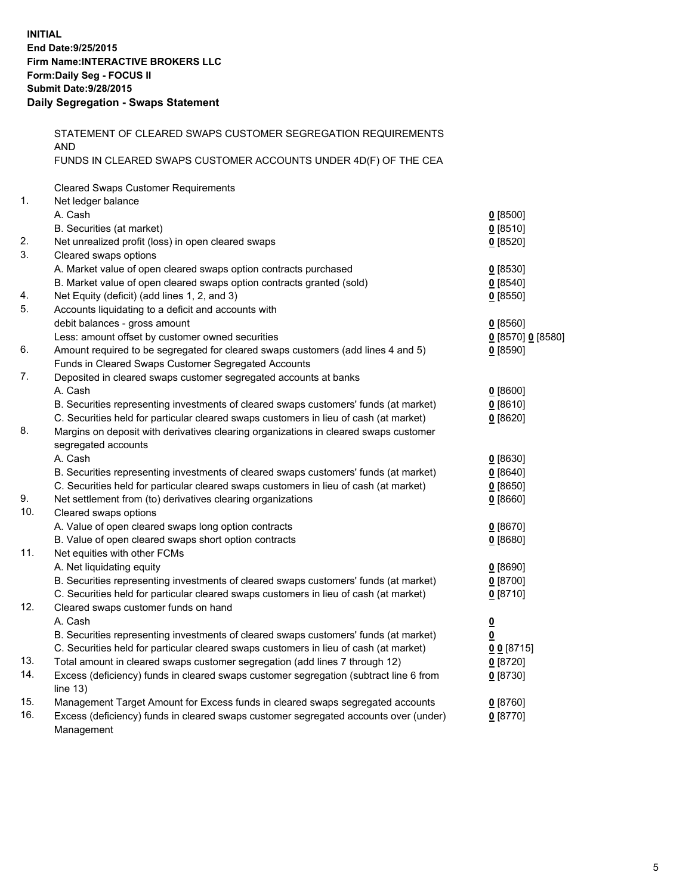**INITIAL**
**End Date:9/25/2015**
**Firm Name:INTERACTIVE BROKERS LLC**
**Form:Daily Seg - FOCUS II**
**Submit Date:9/28/2015**
**Daily Segregation - Swaps Statement**

STATEMENT OF CLEARED SWAPS CUSTOMER SEGREGATION REQUIREMENTS AND FUNDS IN CLEARED SWAPS CUSTOMER ACCOUNTS UNDER 4D(F) OF THE CEA

| | | |
|---|---|---|
| | Cleared Swaps Customer Requirements | |
| 1. | Net ledger balance | |
| | A. Cash | 0 [8500] |
| | B. Securities (at market) | 0 [8510] |
| 2. | Net unrealized profit (loss) in open cleared swaps | 0 [8520] |
| 3. | Cleared swaps options | |
| | A. Market value of open cleared swaps option contracts purchased | 0 [8530] |
| | B. Market value of open cleared swaps option contracts granted (sold) | 0 [8540] |
| 4. | Net Equity (deficit) (add lines 1, 2, and 3) | 0 [8550] |
| 5. | Accounts liquidating to a deficit and accounts with | |
| | debit balances - gross amount | 0 [8560] |
| | Less: amount offset by customer owned securities | 0 [8570] 0 [8580] |
| 6. | Amount required to be segregated for cleared swaps customers (add lines 4 and 5) | 0 [8590] |
| | Funds in Cleared Swaps Customer Segregated Accounts | |
| 7. | Deposited in cleared swaps customer segregated accounts at banks | |
| | A. Cash | 0 [8600] |
| | B. Securities representing investments of cleared swaps customers' funds (at market) | 0 [8610] |
| | C. Securities held for particular cleared swaps customers in lieu of cash (at market) | 0 [8620] |
| 8. | Margins on deposit with derivatives clearing organizations in cleared swaps customer segregated accounts | |
| | A. Cash | 0 [8630] |
| | B. Securities representing investments of cleared swaps customers' funds (at market) | 0 [8640] |
| | C. Securities held for particular cleared swaps customers in lieu of cash (at market) | 0 [8650] |
| 9. | Net settlement from (to) derivatives clearing organizations | 0 [8660] |
| 10. | Cleared swaps options | |
| | A. Value of open cleared swaps long option contracts | 0 [8670] |
| | B. Value of open cleared swaps short option contracts | 0 [8680] |
| 11. | Net equities with other FCMs | |
| | A. Net liquidating equity | 0 [8690] |
| | B. Securities representing investments of cleared swaps customers' funds (at market) | 0 [8700] |
| | C. Securities held for particular cleared swaps customers in lieu of cash (at market) | 0 [8710] |
| 12. | Cleared swaps customer funds on hand | |
| | A. Cash | 0 |
| | B. Securities representing investments of cleared swaps customers' funds (at market) | 0 |
| | C. Securities held for particular cleared swaps customers in lieu of cash (at market) | 0 0 [8715] |
| 13. | Total amount in cleared swaps customer segregation (add lines 7 through 12) | 0 [8720] |
| 14. | Excess (deficiency) funds in cleared swaps customer segregation (subtract line 6 from line 13) | 0 [8730] |
| 15. | Management Target Amount for Excess funds in cleared swaps segregated accounts | 0 [8760] |
| 16. | Excess (deficiency) funds in cleared swaps customer segregated accounts over (under) Management | 0 [8770] |